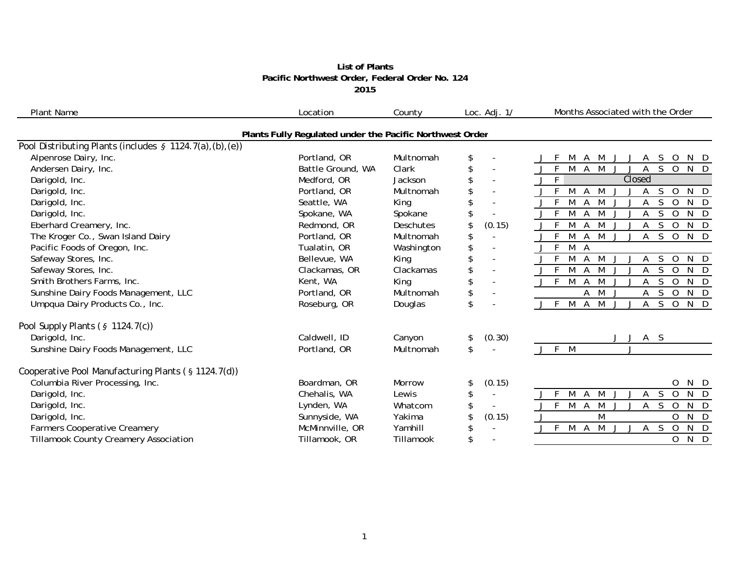# List of Plants
## Pacific Northwest Order, Federal Order No. 124
## 2015

| Plant Name | Location | County | Loc. Adj. 1/ | Months Associated with the Order |
|---|---|---|---|---|
| **Plants Fully Regulated under the Pacific Northwest Order** | | | | |
| Pool Distributing Plants (includes § 1124.7(a),(b),(e)) | | | | |
| Alpenrose Dairy, Inc. | Portland, OR | Multnomah | $ - | J F M A M J J A S O N D |
| Andersen Dairy, Inc. | Battle Ground, WA | Clark | $ - | J F M A M J J A S O N D |
| Darigold, Inc. | Medford, OR | Jackson | $ - | J F Closed |
| Darigold, Inc. | Portland, OR | Multnomah | $ - | J F M A M J J A S O N D |
| Darigold, Inc. | Seattle, WA | King | $ - | J F M A M J J A S O N D |
| Darigold, Inc. | Spokane, WA | Spokane | $ - | J F M A M J J A S O N D |
| Eberhard Creamery, Inc. | Redmond, OR | Deschutes | $ (0.15) | J F M A M J J A S O N D |
| The Kroger Co., Swan Island Dairy | Portland, OR | Multnomah | $ - | J F M A M J J A S O N D |
| Pacific Foods of Oregon, Inc. | Tualatin, OR | Washington | $ - | J F M A |
| Safeway Stores, Inc. | Bellevue, WA | King | $ - | J F M A M J J A S O N D |
| Safeway Stores, Inc. | Clackamas, OR | Clackamas | $ - | J F M A M J J A S O N D |
| Smith Brothers Farms, Inc. | Kent, WA | King | $ - | J F M A M J J A S O N D |
| Sunshine Dairy Foods Management, LLC | Portland, OR | Multnomah | $ - | A M J A S O N D |
| Umpqua Dairy Products Co., Inc. | Roseburg, OR | Douglas | $ - | J F M A M J J A S O N D |
| Pool Supply Plants (§ 1124.7(c)) | | | | |
| Darigold, Inc. | Caldwell, ID | Canyon | $ (0.30) | J J A S |
| Sunshine Dairy Foods Management, LLC | Portland, OR | Multnomah | $ - | J F M J |
| Cooperative Pool Manufacturing Plants (§ 1124.7(d)) | | | | |
| Columbia River Processing, Inc. | Boardman, OR | Morrow | $ (0.15) | O N D |
| Darigold, Inc. | Chehalis, WA | Lewis | $ - | J F M A M J J A S O N D |
| Darigold, Inc. | Lynden, WA | Whatcom | $ - | J F M A M J J A S O N D |
| Darigold, Inc. | Sunnyside, WA | Yakima | $ (0.15) | J M O N D |
| Farmers Cooperative Creamery | McMinnville, OR | Yamhill | $ - | J F M A M J J A S O N D |
| Tillamook County Creamery Association | Tillamook, OR | Tillamook | $ - | O N D |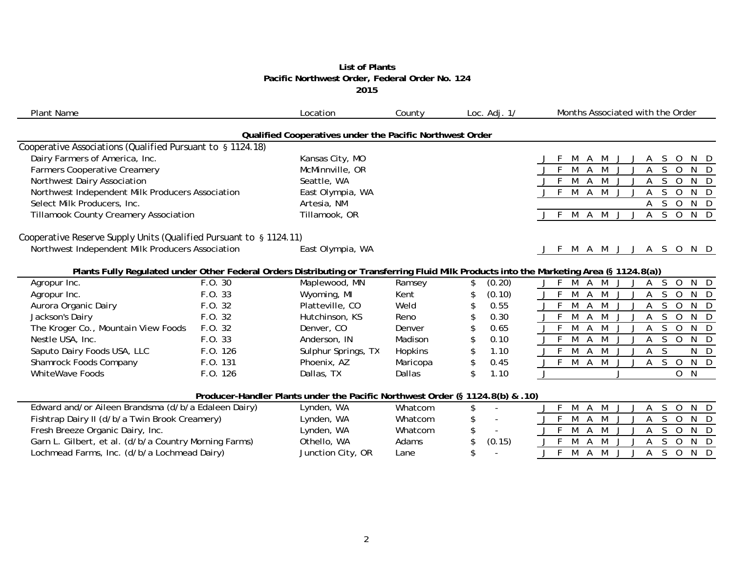# List of Plants
## Pacific Northwest Order, Federal Order No. 124
## 2015

| Plant Name | | Location | County | Loc. Adj. 1/ | Months Associated with the Order |
|---|---|---|---|---|---|
| **Qualified Cooperatives under the Pacific Northwest Order** | | | | | |
| Cooperative Associations (Qualified Pursuant to § 1124.18) | | | | | |
| Dairy Farmers of America, Inc. | | Kansas City, MO | | | J F M A M J J A S O N D |
| Farmers Cooperative Creamery | | McMinnville, OR | | | J F M A M J J A S O N D |
| Northwest Dairy Association | | Seattle, WA | | | J F M A M J J A S O N D |
| Northwest Independent Milk Producers Association | | East Olympia, WA | | | J F M A M J J A S O N D |
| Select Milk Producers, Inc. | | Artesia, NM | | | A S O N D |
| Tillamook County Creamery Association | | Tillamook, OR | | | J F M A M J J A S O N D |
| Cooperative Reserve Supply Units (Qualified Pursuant to § 1124.11) | | | | | |
| Northwest Independent Milk Producers Association | | East Olympia, WA | | | J F M A M J J A S O N D |
| **Plants Fully Regulated under Other Federal Orders Distributing or Transferring Fluid Milk Products into the Marketing Area (§ 1124.8(a))** | | | | | |
| Agropur Inc. | F.O. 30 | Maplewood, MN | Ramsey | $ (0.20) | J F M A M J J A S O N D |
| Agropur Inc. | F.O. 33 | Wyoming, MI | Kent | $ (0.10) | J F M A M J J A S O N D |
| Aurora Organic Dairy | F.O. 32 | Platteville, CO | Weld | $ 0.55 | J F M A M J J A S O N D |
| Jackson's Dairy | F.O. 32 | Hutchinson, KS | Reno | $ 0.30 | J F M A M J J A S O N D |
| The Kroger Co., Mountain View Foods | F.O. 32 | Denver, CO | Denver | $ 0.65 | J F M A M J J A S O N D |
| Nestle USA, Inc. | F.O. 33 | Anderson, IN | Madison | $ 0.10 | J F M A M J J A S O N D |
| Saputo Dairy Foods USA, LLC | F.O. 126 | Sulphur Springs, TX | Hopkins | $ 1.10 | J F M A M J J A S N D |
| Shamrock Foods Company | F.O. 131 | Phoenix, AZ | Maricopa | $ 0.45 | J F M A M J J A S O N D |
| WhiteWave Foods | F.O. 126 | Dallas, TX | Dallas | $ 1.10 | J J O N |
| **Producer-Handler Plants under the Pacific Northwest Order (§ 1124.8(b) & .10)** | | | | | |
| Edward and/or Aileen Brandsma (d/b/a Edaleen Dairy) | | Lynden, WA | Whatcom | $ - | J F M A M J J A S O N D |
| Fishtrap Dairy II (d/b/a Twin Brook Creamery) | | Lynden, WA | Whatcom | $ - | J F M A M J J A S O N D |
| Fresh Breeze Organic Dairy, Inc. | | Lynden, WA | Whatcom | $ - | J F M A M J J A S O N D |
| Garn L. Gilbert, et al. (d/b/a Country Morning Farms) | | Othello, WA | Adams | $ (0.15) | J F M A M J J A S O N D |
| Lochmead Farms, Inc. (d/b/a Lochmead Dairy) | | Junction City, OR | Lane | $ - | J F M A M J J A S O N D |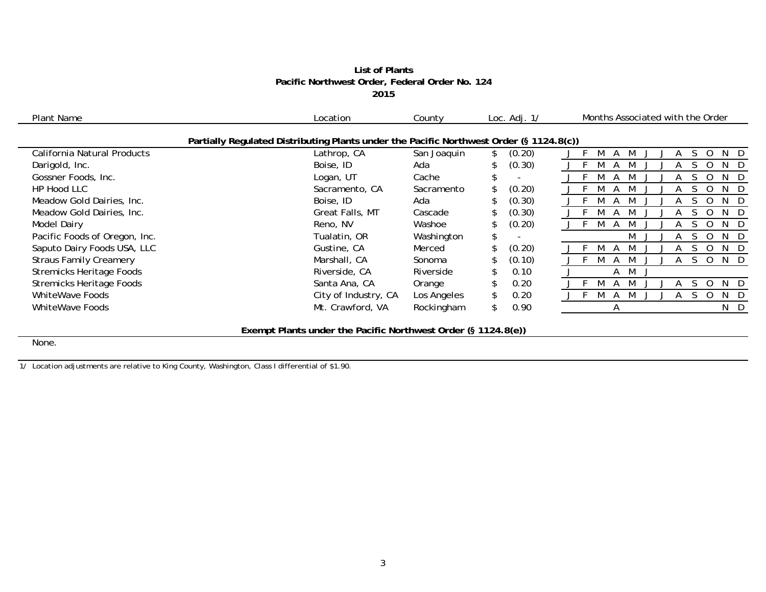**List of Plants**
**Pacific Northwest Order, Federal Order No. 124**
**2015**

| Plant Name | Location | County | Loc. Adj. 1/ | Months Associated with the Order |
|---|---|---|---|---|
| **Partially Regulated Distributing Plants under the Pacific Northwest Order (§ 1124.8(c))** | | | | |
| California Natural Products | Lathrop, CA | San Joaquin | $ (0.20) | J F M A M J J A S O N D |
| Darigold, Inc. | Boise, ID | Ada | $ (0.30) | J F M A M J J A S O N D |
| Gossner Foods, Inc. | Logan, UT | Cache | $ - | J F M A M J J A S O N D |
| HP Hood LLC | Sacramento, CA | Sacramento | $ (0.20) | J F M A M J J A S O N D |
| Meadow Gold Dairies, Inc. | Boise, ID | Ada | $ (0.30) | J F M A M J J A S O N D |
| Meadow Gold Dairies, Inc. | Great Falls, MT | Cascade | $ (0.30) | J F M A M J J A S O N D |
| Model Dairy | Reno, NV | Washoe | $ (0.20) | J F M A M J J A S O N D |
| Pacific Foods of Oregon, Inc. | Tualatin, OR | Washington | $ - | M J J A S O N D |
| Saputo Dairy Foods USA, LLC | Gustine, CA | Merced | $ (0.20) | J F M A M J J A S O N D |
| Straus Family Creamery | Marshall, CA | Sonoma | $ (0.10) | J F M A M J J A S O N D |
| Stremicks Heritage Foods | Riverside, CA | Riverside | $ 0.10 | J A M J |
| Stremicks Heritage Foods | Santa Ana, CA | Orange | $ 0.20 | J F M A M J J A S O N D |
| WhiteWave Foods | City of Industry, CA | Los Angeles | $ 0.20 | J F M A M J J A S O N D |
| WhiteWave Foods | Mt. Crawford, VA | Rockingham | $ 0.90 | A N D |
| **Exempt Plants under the Pacific Northwest Order (§ 1124.8(e))** | | | | |
| None. | | | | |

1/ Location adjustments are relative to King County, Washington, Class I differential of $1.90.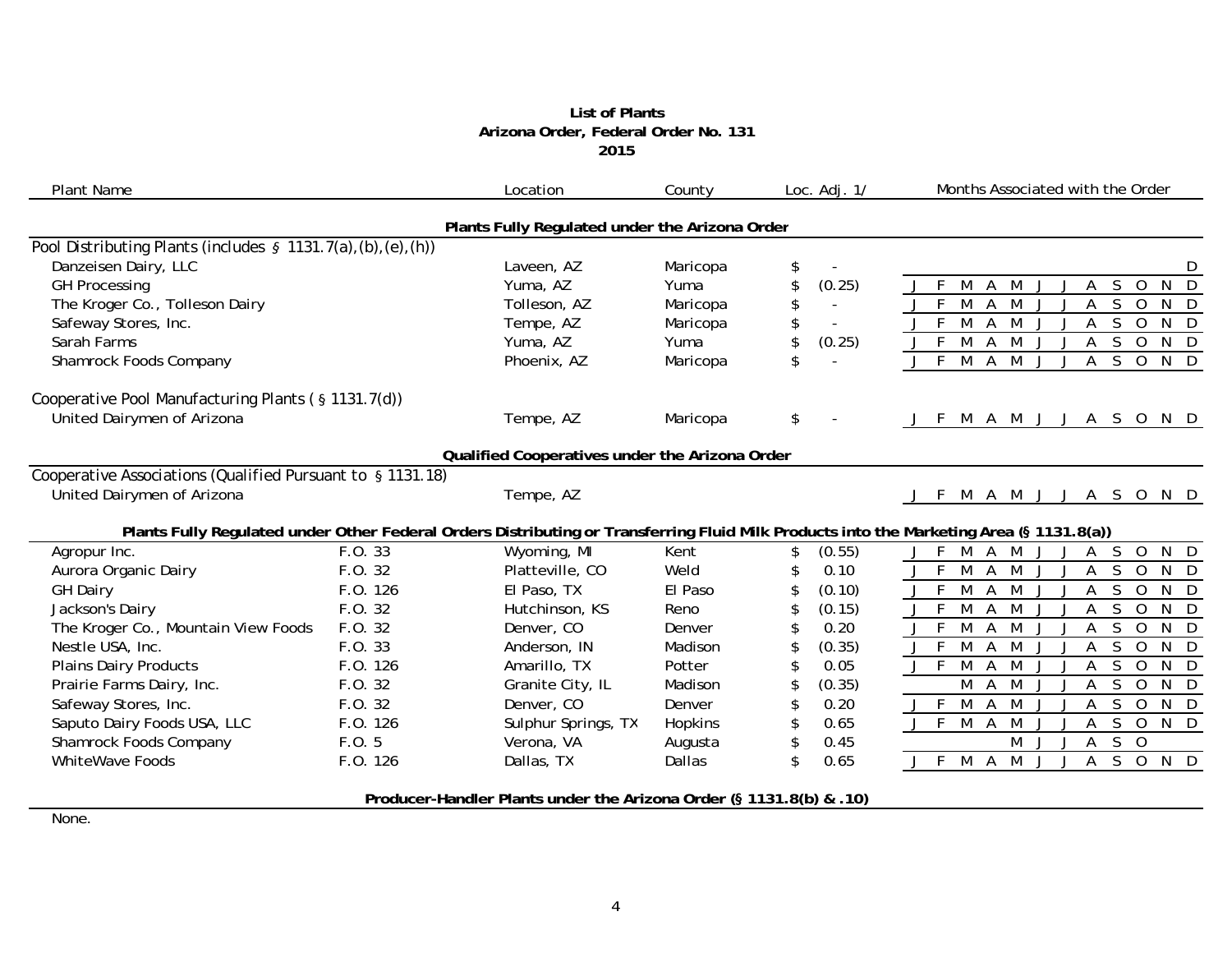**List of Plants**
**Arizona Order, Federal Order No. 131**
**2015**

| Plant Name | | Location | County | Loc. Adj. 1/ | Months Associated with the Order |
|---|---|---|---|---|---|
| | | **Plants Fully Regulated under the Arizona Order** | | | |
| Pool Distributing Plants (includes § 1131.7(a),(b),(e),(h)) | | | | | |
| Danzeisen Dairy, LLC | | Laveen, AZ | Maricopa | $ - | D |
| GH Processing | | Yuma, AZ | Yuma | $ (0.25) | J F M A M J J A S O N D |
| The Kroger Co., Tolleson Dairy | | Tolleson, AZ | Maricopa | $ - | J F M A M J J A S O N D |
| Safeway Stores, Inc. | | Tempe, AZ | Maricopa | $ - | J F M A M J J A S O N D |
| Sarah Farms | | Yuma, AZ | Yuma | $ (0.25) | J F M A M J J A S O N D |
| Shamrock Foods Company | | Phoenix, AZ | Maricopa | $ - | J F M A M J J A S O N D |
| Cooperative Pool Manufacturing Plants (§ 1131.7(d)) | | | | | |
| United Dairymen of Arizona | | Tempe, AZ | Maricopa | $ - | J F M A M J J A S O N D |
| | | **Qualified Cooperatives under the Arizona Order** | | | |
| Cooperative Associations (Qualified Pursuant to § 1131.18) | | | | | |
| United Dairymen of Arizona | | Tempe, AZ | | | J F M A M J J A S O N D |
| | | **Plants Fully Regulated under Other Federal Orders Distributing or Transferring Fluid Milk Products into the Marketing Area (§ 1131.8(a))** | | | |
| Agropur Inc. | F.O. 33 | Wyoming, MI | Kent | $ (0.55) | J F M A M J J A S O N D |
| Aurora Organic Dairy | F.O. 32 | Platteville, CO | Weld | $ 0.10 | J F M A M J J A S O N D |
| GH Dairy | F.O. 126 | El Paso, TX | El Paso | $ (0.10) | J F M A M J J A S O N D |
| Jackson's Dairy | F.O. 32 | Hutchinson, KS | Reno | $ (0.15) | J F M A M J J A S O N D |
| The Kroger Co., Mountain View Foods | F.O. 32 | Denver, CO | Denver | $ 0.20 | J F M A M J J A S O N D |
| Nestle USA, Inc. | F.O. 33 | Anderson, IN | Madison | $ (0.35) | J F M A M J J A S O N D |
| Plains Dairy Products | F.O. 126 | Amarillo, TX | Potter | $ 0.05 | J F M A M J J A S O N D |
| Prairie Farms Dairy, Inc. | F.O. 32 | Granite City, IL | Madison | $ (0.35) | M A M J J A S O N D |
| Safeway Stores, Inc. | F.O. 32 | Denver, CO | Denver | $ 0.20 | J F M A M J J A S O N D |
| Saputo Dairy Foods USA, LLC | F.O. 126 | Sulphur Springs, TX | Hopkins | $ 0.65 | J F M A M J J A S O N D |
| Shamrock Foods Company | F.O. 5 | Verona, VA | Augusta | $ 0.45 | M J J A S O |
| WhiteWave Foods | F.O. 126 | Dallas, TX | Dallas | $ 0.65 | J F M A M J J A S O N D |

**Producer-Handler Plants under the Arizona Order (§ 1131.8(b) & .10)**

None.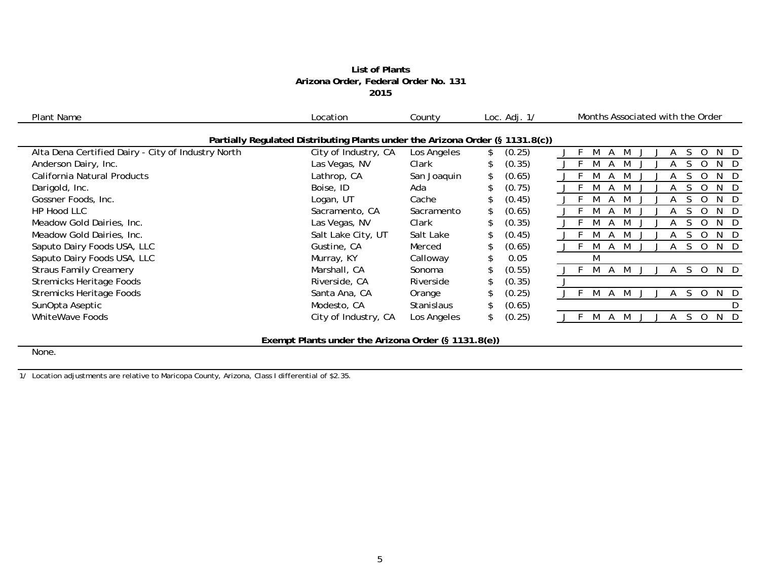**List of Plants**
**Arizona Order, Federal Order No. 131**
**2015**

| Plant Name | Location | County | Loc. Adj. 1/ | Months Associated with the Order |
|---|---|---|---|---|
| **Partially Regulated Distributing Plants under the Arizona Order (§ 1131.8(c))** | | | | |
| Alta Dena Certified Dairy - City of Industry North | City of Industry, CA | Los Angeles | $ (0.25) | J F M A M J J A S O N D |
| Anderson Dairy, Inc. | Las Vegas, NV | Clark | $ (0.35) | J F M A M J J A S O N D |
| California Natural Products | Lathrop, CA | San Joaquin | $ (0.65) | J F M A M J J A S O N D |
| Darigold, Inc. | Boise, ID | Ada | $ (0.75) | J F M A M J J A S O N D |
| Gossner Foods, Inc. | Logan, UT | Cache | $ (0.45) | J F M A M J J A S O N D |
| HP Hood LLC | Sacramento, CA | Sacramento | $ (0.65) | J F M A M J J A S O N D |
| Meadow Gold Dairies, Inc. | Las Vegas, NV | Clark | $ (0.35) | J F M A M J J A S O N D |
| Meadow Gold Dairies, Inc. | Salt Lake City, UT | Salt Lake | $ (0.45) | J F M A M J J A S O N D |
| Saputo Dairy Foods USA, LLC | Gustine, CA | Merced | $ (0.65) | J F M A M J J A S O N D |
| Saputo Dairy Foods USA, LLC | Murray, KY | Calloway | $ 0.05 | M |
| Straus Family Creamery | Marshall, CA | Sonoma | $ (0.55) | J F M A M J J A S O N D |
| Stremicks Heritage Foods | Riverside, CA | Riverside | $ (0.35) | J |
| Stremicks Heritage Foods | Santa Ana, CA | Orange | $ (0.25) | J F M A M J J A S O N D |
| SunOpta Aseptic | Modesto, CA | Stanislaus | $ (0.65) | D |
| WhiteWave Foods | City of Industry, CA | Los Angeles | $ (0.25) | J F M A M J J A S O N D |

**Exempt Plants under the Arizona Order (§ 1131.8(e))**

None.

1/ Location adjustments are relative to Maricopa County, Arizona, Class I differential of $2.35.